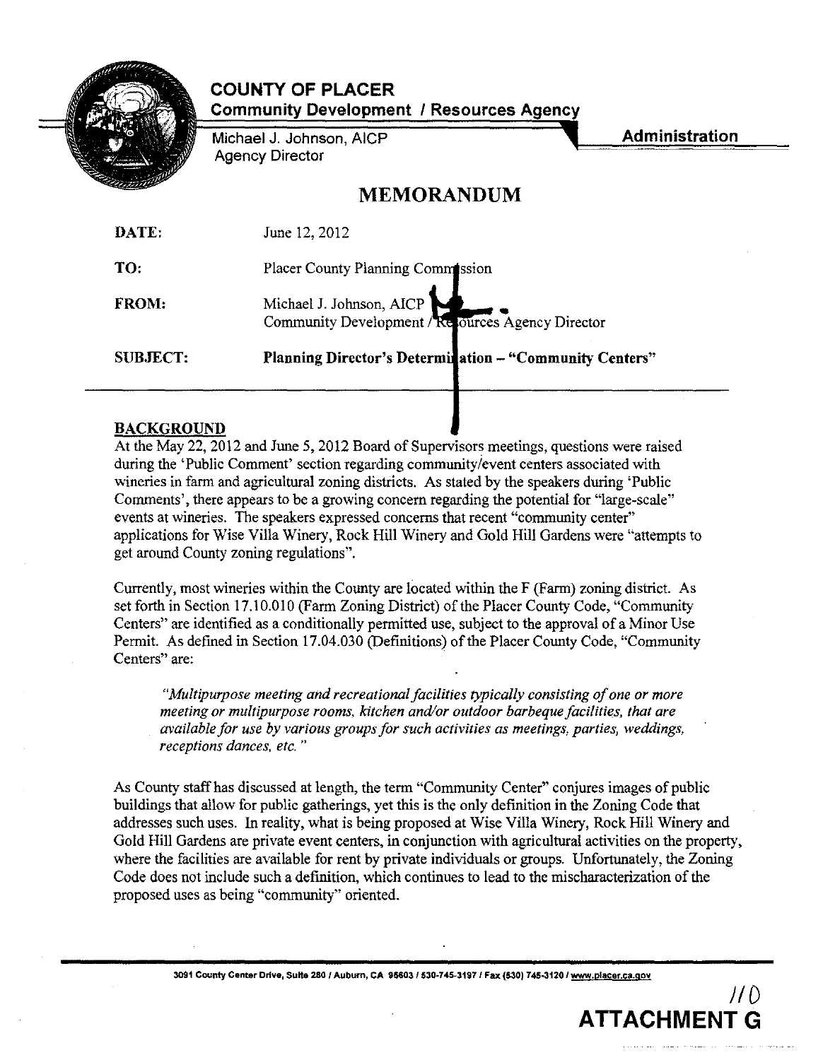# COUNTY OF PLACER

**Community Development / Resources Agency**

Michael J. Johnson, AICP
Agency Director

**Administration**

## MEMORANDUM

**DATE:** June 12, 2012

**TO:** Placer County Planning Commission

**FROM:** Michael J. Johnson, AICP
Community Development / Resources Agency Director

**SUBJECT:** **Planning Director's Determination – "Community Centers"**

**BACKGROUND**

At the May 22, 2012 and June 5, 2012 Board of Supervisors meetings, questions were raised during the 'Public Comment' section regarding community/event centers associated with wineries in farm and agricultural zoning districts. As stated by the speakers during 'Public Comments', there appears to be a growing concern regarding the potential for "large-scale" events at wineries. The speakers expressed concerns that recent "community center" applications for Wise Villa Winery, Rock Hill Winery and Gold Hill Gardens were "attempts to get around County zoning regulations".

Currently, most wineries within the County are located within the F (Farm) zoning district. As set forth in Section 17.10.010 (Farm Zoning District) of the Placer County Code, "Community Centers" are identified as a conditionally permitted use, subject to the approval of a Minor Use Permit. As defined in Section 17.04.030 (Definitions) of the Placer County Code, "Community Centers" are:

> *"Multipurpose meeting and recreational facilities typically consisting of one or more meeting or multipurpose rooms, kitchen and/or outdoor barbeque facilities, that are available for use by various groups for such activities as meetings, parties, weddings, receptions dances, etc."*

As County staff has discussed at length, the term "Community Center" conjures images of public buildings that allow for public gatherings, yet this is the only definition in the Zoning Code that addresses such uses. In reality, what is being proposed at Wise Villa Winery, Rock Hill Winery and Gold Hill Gardens are private event centers, in conjunction with agricultural activities on the property, where the facilities are available for rent by private individuals or groups. Unfortunately, the Zoning Code does not include such a definition, which continues to lead to the mischaracterization of the proposed uses as being "community" oriented.

3091 County Center Drive, Suite 280 / Auburn, CA 95603 / 530-745-3197 / Fax (530) 745-3120 / www.placer.ca.gov

**ATTACHMENT G**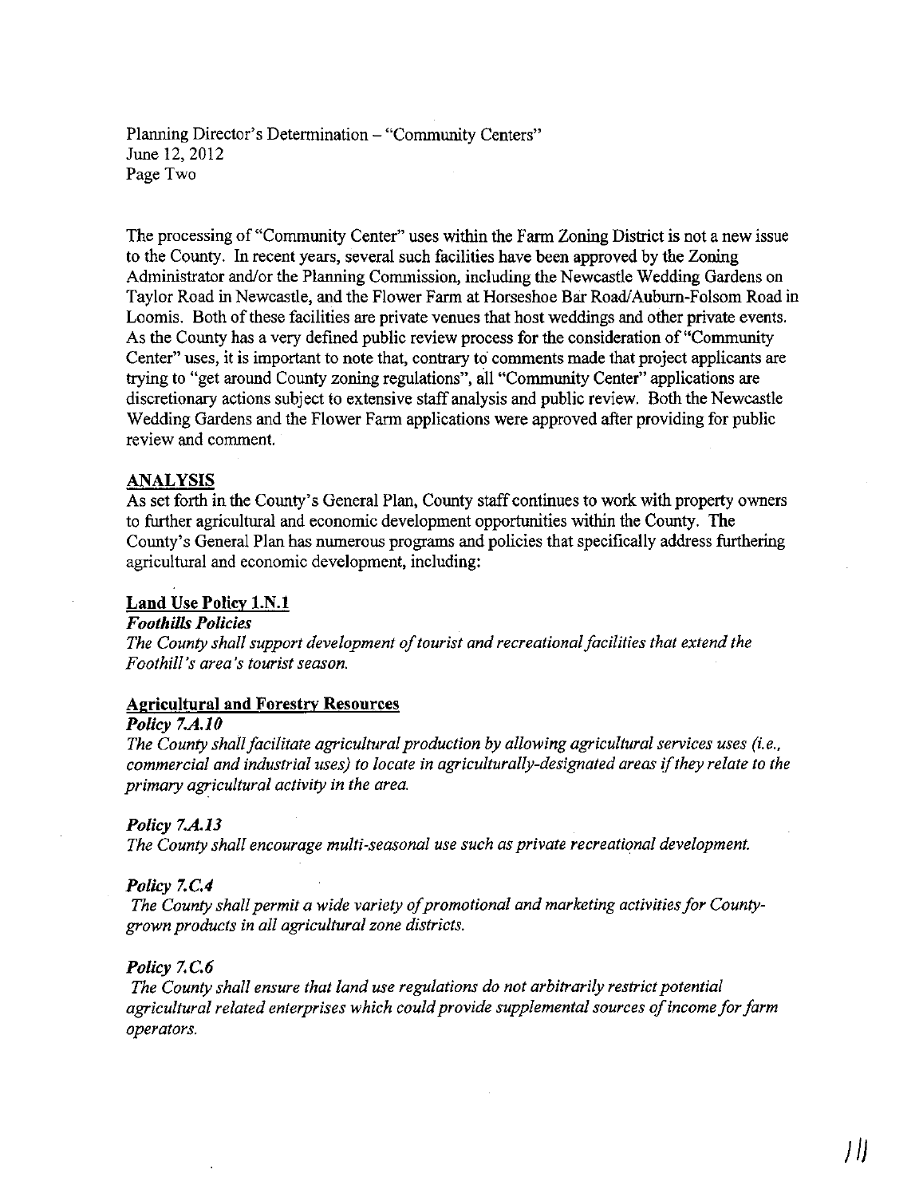The processing of "Community Center" uses within the Farm Zoning District is not a new issue to the County. In recent years, several such facilities have been approved by the Zoning Administrator and/or the Planning Commission, including the Newcastle Wedding Gardens on Taylor Road in Newcastle, and the Flower Farm at Horseshoe Bar Road/Auburn-Folsom Road in Loomis. Both of these facilities are private venues that host weddings and other private events. As the County has a very defined public review process for the consideration of "Community Center" uses, it is important to note that, contrary to comments made that project applicants are trying to "get around County zoning regulations", all "Community Center" applications are discretionary actions subject to extensive staff analysis and public review. Both the Newcastle Wedding Gardens and the Flower Farm applications were approved after providing for public review and comment.

## ANALYSIS

As set forth in the County's General Plan, County staff continues to work with property owners to further agricultural and economic development opportunities within the County. The County's General Plan has numerous programs and policies that specifically address furthering agricultural and economic development, including:

### Land Use Policy 1.N.1

***Foothills Policies***

*The County shall support development of tourist and recreational facilities that extend the Foothill's area's tourist season.*

### Agricultural and Forestry Resources

***Policy 7.A.10***

*The County shall facilitate agricultural production by allowing agricultural services uses (i.e., commercial and industrial uses) to locate in agriculturally-designated areas if they relate to the primary agricultural activity in the area.*

***Policy 7.A.13***

*The County shall encourage multi-seasonal use such as private recreational development.*

***Policy 7.C.4***

*The County shall permit a wide variety of promotional and marketing activities for County-grown products in all agricultural zone districts.*

***Policy 7.C.6***

*The County shall ensure that land use regulations do not arbitrarily restrict potential agricultural related enterprises which could provide supplemental sources of income for farm operators.*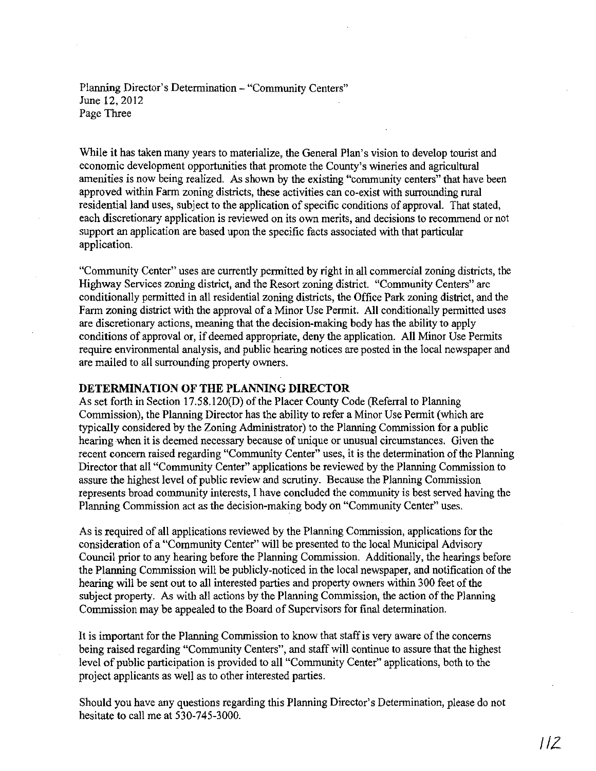While it has taken many years to materialize, the General Plan's vision to develop tourist and economic development opportunities that promote the County's wineries and agricultural amenities is now being realized. As shown by the existing "community centers" that have been approved within Farm zoning districts, these activities can co-exist with surrounding rural residential land uses, subject to the application of specific conditions of approval. That stated, each discretionary application is reviewed on its own merits, and decisions to recommend or not support an application are based upon the specific facts associated with that particular application.

"Community Center" uses are currently permitted by right in all commercial zoning districts, the Highway Services zoning district, and the Resort zoning district. "Community Centers" are conditionally permitted in all residential zoning districts, the Office Park zoning district, and the Farm zoning district with the approval of a Minor Use Permit. All conditionally permitted uses are discretionary actions, meaning that the decision-making body has the ability to apply conditions of approval or, if deemed appropriate, deny the application. All Minor Use Permits require environmental analysis, and public hearing notices are posted in the local newspaper and are mailed to all surrounding property owners.

## DETERMINATION OF THE PLANNING DIRECTOR

As set forth in Section 17.58.120(D) of the Placer County Code (Referral to Planning Commission), the Planning Director has the ability to refer a Minor Use Permit (which are typically considered by the Zoning Administrator) to the Planning Commission for a public hearing when it is deemed necessary because of unique or unusual circumstances. Given the recent concern raised regarding "Community Center" uses, it is the determination of the Planning Director that all "Community Center" applications be reviewed by the Planning Commission to assure the highest level of public review and scrutiny. Because the Planning Commission represents broad community interests, I have concluded the community is best served having the Planning Commission act as the decision-making body on "Community Center" uses.

As is required of all applications reviewed by the Planning Commission, applications for the consideration of a "Community Center" will be presented to the local Municipal Advisory Council prior to any hearing before the Planning Commission. Additionally, the hearings before the Planning Commission will be publicly-noticed in the local newspaper, and notification of the hearing will be sent out to all interested parties and property owners within 300 feet of the subject property. As with all actions by the Planning Commission, the action of the Planning Commission may be appealed to the Board of Supervisors for final determination.

It is important for the Planning Commission to know that staff is very aware of the concerns being raised regarding "Community Centers", and staff will continue to assure that the highest level of public participation is provided to all "Community Center" applications, both to the project applicants as well as to other interested parties.

Should you have any questions regarding this Planning Director's Determination, please do not hesitate to call me at 530-745-3000.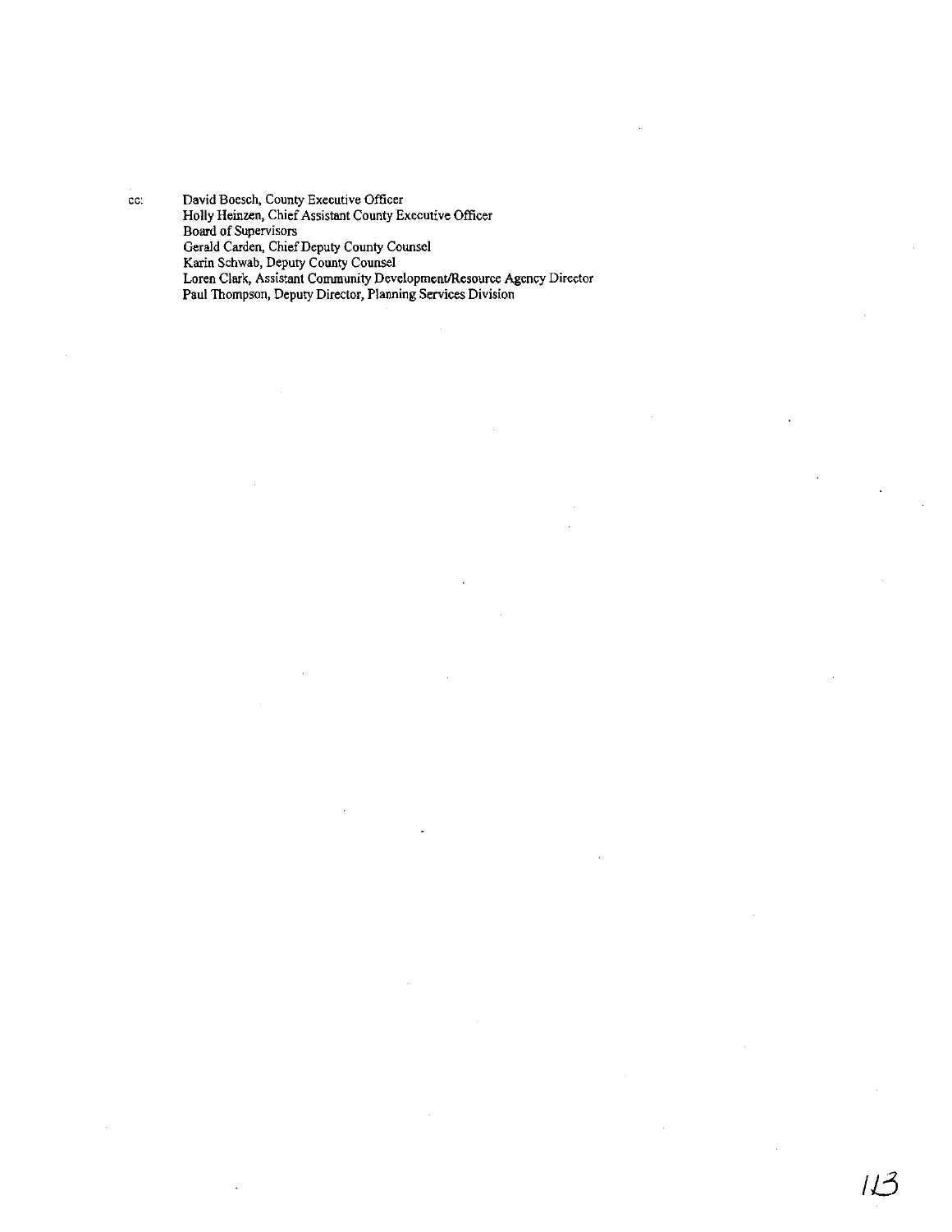cc: David Boesch, County Executive Officer
Holly Heinzen, Chief Assistant County Executive Officer
Board of Supervisors
Gerald Carden, Chief Deputy County Counsel
Karin Schwab, Deputy County Counsel
Loren Clark, Assistant Community Development/Resource Agency Director
Paul Thompson, Deputy Director, Planning Services Division